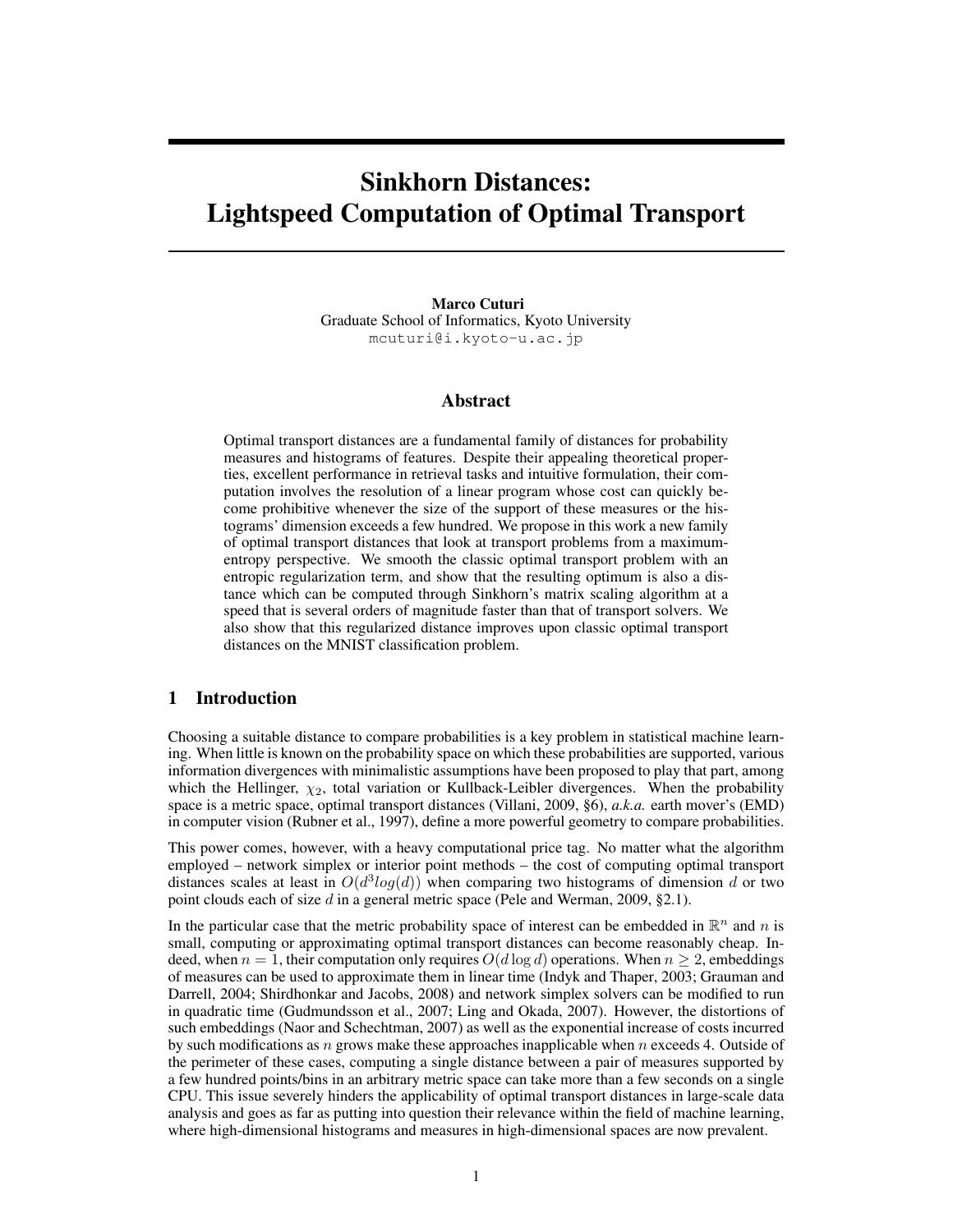# Sinkhorn Distances: Lightspeed Computation of Optimal Transport

**Marco Cuturi**
Graduate School of Informatics, Kyoto University
mcuturi@i.kyoto-u.ac.jp

## Abstract

Optimal transport distances are a fundamental family of distances for probability measures and histograms of features. Despite their appealing theoretical properties, excellent performance in retrieval tasks and intuitive formulation, their computation involves the resolution of a linear program whose cost can quickly become prohibitive whenever the size of the support of these measures or the histograms' dimension exceeds a few hundred. We propose in this work a new family of optimal transport distances that look at transport problems from a maximum-entropy perspective. We smooth the classic optimal transport problem with an entropic regularization term, and show that the resulting optimum is also a distance which can be computed through Sinkhorn's matrix scaling algorithm at a speed that is several orders of magnitude faster than that of transport solvers. We also show that this regularized distance improves upon classic optimal transport distances on the MNIST classification problem.

## 1 Introduction

Choosing a suitable distance to compare probabilities is a key problem in statistical machine learning. When little is known on the probability space on which these probabilities are supported, various information divergences with minimalistic assumptions have been proposed to play that part, among which the Hellinger, $\chi_2$, total variation or Kullback-Leibler divergences. When the probability space is a metric space, optimal transport distances (Villani, 2009, §6), *a.k.a.* earth mover's (EMD) in computer vision (Rubner et al., 1997), define a more powerful geometry to compare probabilities.

This power comes, however, with a heavy computational price tag. No matter what the algorithm employed – network simplex or interior point methods – the cost of computing optimal transport distances scales at least in $O(d^3 log(d))$ when comparing two histograms of dimension $d$ or two point clouds each of size $d$ in a general metric space (Pele and Werman, 2009, §2.1).

In the particular case that the metric probability space of interest can be embedded in $\mathbb{R}^n$ and $n$ is small, computing or approximating optimal transport distances can become reasonably cheap. Indeed, when $n = 1$, their computation only requires $O(d \log d)$ operations. When $n \geq 2$, embeddings of measures can be used to approximate them in linear time (Indyk and Thaper, 2003; Grauman and Darrell, 2004; Shirdhonkar and Jacobs, 2008) and network simplex solvers can be modified to run in quadratic time (Gudmundsson et al., 2007; Ling and Okada, 2007). However, the distortions of such embeddings (Naor and Schechtman, 2007) as well as the exponential increase of costs incurred by such modifications as $n$ grows make these approaches inapplicable when $n$ exceeds 4. Outside of the perimeter of these cases, computing a single distance between a pair of measures supported by a few hundred points/bins in an arbitrary metric space can take more than a few seconds on a single CPU. This issue severely hinders the applicability of optimal transport distances in large-scale data analysis and goes as far as putting into question their relevance within the field of machine learning, where high-dimensional histograms and measures in high-dimensional spaces are now prevalent.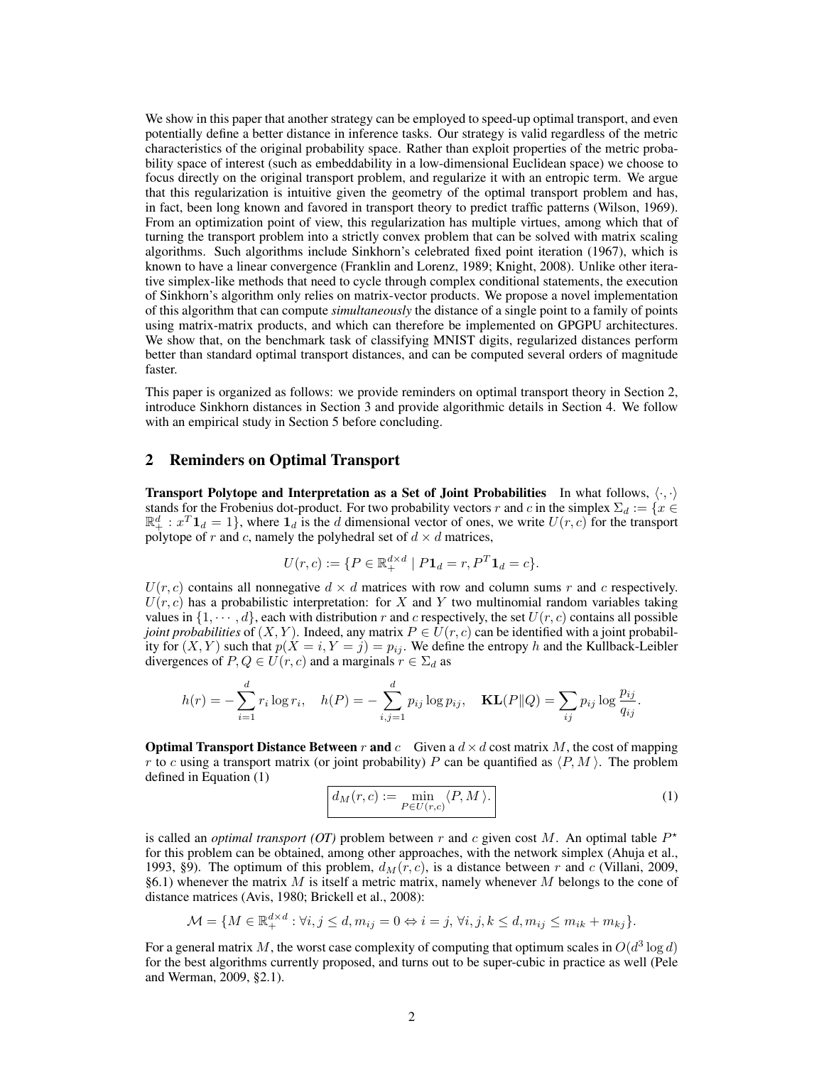We show in this paper that another strategy can be employed to speed-up optimal transport, and even potentially define a better distance in inference tasks. Our strategy is valid regardless of the metric characteristics of the original probability space. Rather than exploit properties of the metric probability space of interest (such as embeddability in a low-dimensional Euclidean space) we choose to focus directly on the original transport problem, and regularize it with an entropic term. We argue that this regularization is intuitive given the geometry of the optimal transport problem and has, in fact, been long known and favored in transport theory to predict traffic patterns (Wilson, 1969). From an optimization point of view, this regularization has multiple virtues, among which that of turning the transport problem into a strictly convex problem that can be solved with matrix scaling algorithms. Such algorithms include Sinkhorn's celebrated fixed point iteration (1967), which is known to have a linear convergence (Franklin and Lorenz, 1989; Knight, 2008). Unlike other iterative simplex-like methods that need to cycle through complex conditional statements, the execution of Sinkhorn's algorithm only relies on matrix-vector products. We propose a novel implementation of this algorithm that can compute *simultaneously* the distance of a single point to a family of points using matrix-matrix products, and which can therefore be implemented on GPGPU architectures. We show that, on the benchmark task of classifying MNIST digits, regularized distances perform better than standard optimal transport distances, and can be computed several orders of magnitude faster.

This paper is organized as follows: we provide reminders on optimal transport theory in Section 2, introduce Sinkhorn distances in Section 3 and provide algorithmic details in Section 4. We follow with an empirical study in Section 5 before concluding.

## 2 Reminders on Optimal Transport

**Transport Polytope and Interpretation as a Set of Joint Probabilities** In what follows, $\langle \cdot, \cdot \rangle$ stands for the Frobenius dot-product. For two probability vectors $r$ and $c$ in the simplex $\Sigma_d := \{x \in \mathbb{R}_+^d : x^T \mathbf{1}_d = 1\}$, where $\mathbf{1}_d$ is the $d$ dimensional vector of ones, we write $U(r, c)$ for the transport polytope of $r$ and $c$, namely the polyhedral set of $d \times d$ matrices,

$$U(r, c) := \{P \in \mathbb{R}_+^{d \times d} \mid P\mathbf{1}_d = r, P^T \mathbf{1}_d = c\}.$$

$U(r, c)$ contains all nonnegative $d \times d$ matrices with row and column sums $r$ and $c$ respectively. $U(r, c)$ has a probabilistic interpretation: for $X$ and $Y$ two multinomial random variables taking values in $\{1, \cdots, d\}$, each with distribution $r$ and $c$ respectively, the set $U(r, c)$ contains all possible *joint probabilities* of $(X, Y)$. Indeed, any matrix $P \in U(r, c)$ can be identified with a joint probability for $(X, Y)$ such that $p(X = i, Y = j) = p_{ij}$. We define the entropy $h$ and the Kullback-Leibler divergences of $P, Q \in U(r, c)$ and a marginals $r \in \Sigma_d$ as

$$h(r) = -\sum_{i=1}^{d} r_i \log r_i, \quad h(P) = -\sum_{i,j=1}^{d} p_{ij} \log p_{ij}, \quad \mathbf{KL}(P\|Q) = \sum_{ij} p_{ij} \log \frac{p_{ij}}{q_{ij}}.$$

**Optimal Transport Distance Between $r$ and $c$** Given a $d \times d$ cost matrix $M$, the cost of mapping $r$ to $c$ using a transport matrix (or joint probability) $P$ can be quantified as $\langle P, M \rangle$. The problem defined in Equation (1)

$$\boxed{d_M(r, c) := \min_{P \in U(r,c)} \langle P, M \rangle.} \tag{1}$$

is called an *optimal transport (OT)* problem between $r$ and $c$ given cost $M$. An optimal table $P^\star$ for this problem can be obtained, among other approaches, with the network simplex (Ahuja et al., 1993, §9). The optimum of this problem, $d_M(r, c)$, is a distance between $r$ and $c$ (Villani, 2009, §6.1) whenever the matrix $M$ is itself a metric matrix, namely whenever $M$ belongs to the cone of distance matrices (Avis, 1980; Brickell et al., 2008):

$$\mathcal{M} = \{M \in \mathbb{R}_+^{d \times d} : \forall i, j \leq d, m_{ij} = 0 \Leftrightarrow i = j, \forall i, j, k \leq d, m_{ij} \leq m_{ik} + m_{kj}\}.$$

For a general matrix $M$, the worst case complexity of computing that optimum scales in $O(d^3 \log d)$ for the best algorithms currently proposed, and turns out to be super-cubic in practice as well (Pele and Werman, 2009, §2.1).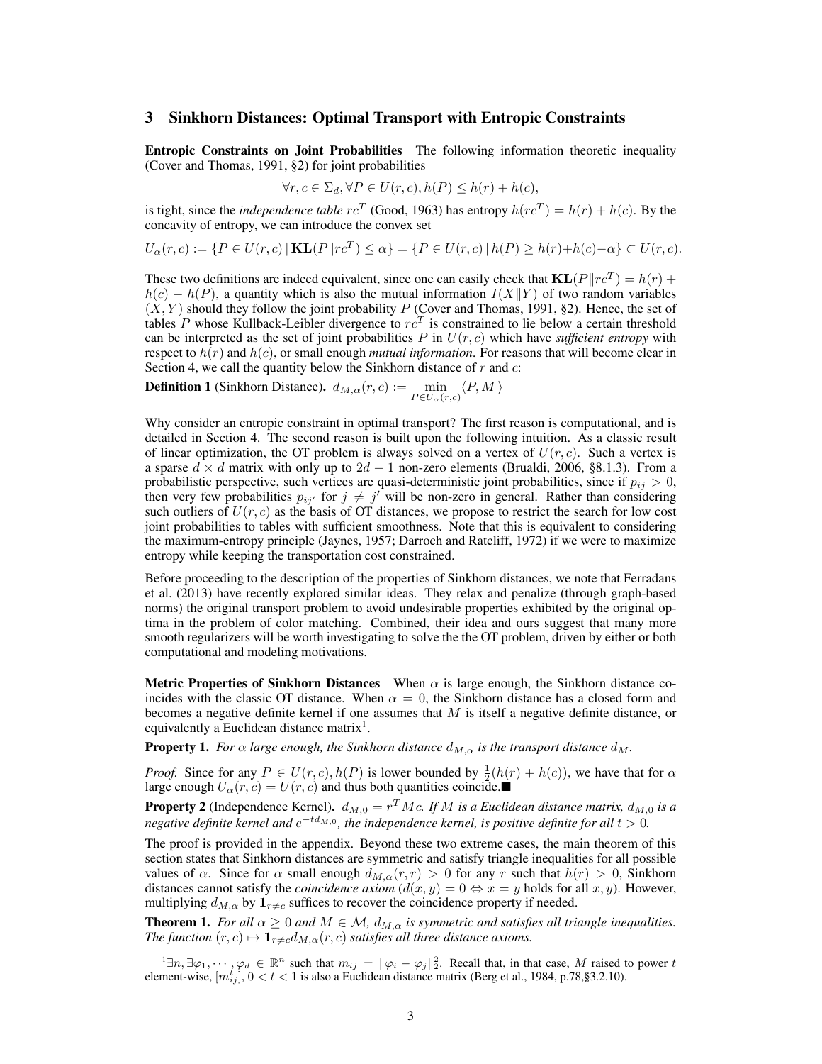## 3 Sinkhorn Distances: Optimal Transport with Entropic Constraints

**Entropic Constraints on Joint Probabilities** The following information theoretic inequality (Cover and Thomas, 1991, §2) for joint probabilities

$$\forall r, c \in \Sigma_d, \forall P \in U(r,c), h(P) \leq h(r) + h(c),$$

is tight, since the *independence table* $rc^T$ (Good, 1963) has entropy $h(rc^T) = h(r) + h(c)$. By the concavity of entropy, we can introduce the convex set

$$U_\alpha(r,c) := \{P \in U(r,c) \,|\, \mathbf{KL}(P\|rc^T) \leq \alpha\} = \{P \in U(r,c) \,|\, h(P) \geq h(r)+h(c)-\alpha\} \subset U(r,c).$$

These two definitions are indeed equivalent, since one can easily check that $\mathbf{KL}(P\|rc^T) = h(r) + h(c) - h(P)$, a quantity which is also the mutual information $I(X\|Y)$ of two random variables $(X, Y)$ should they follow the joint probability $P$ (Cover and Thomas, 1991, §2). Hence, the set of tables $P$ whose Kullback-Leibler divergence to $rc^T$ is constrained to lie below a certain threshold can be interpreted as the set of joint probabilities $P$ in $U(r,c)$ which have *sufficient entropy* with respect to $h(r)$ and $h(c)$, or small enough *mutual information*. For reasons that will become clear in Section 4, we call the quantity below the Sinkhorn distance of $r$ and $c$:

**Definition 1** (Sinkhorn Distance). $d_{M,\alpha}(r,c) := \min_{P\in U_\alpha(r,c)} \langle P, M\rangle$

Why consider an entropic constraint in optimal transport? The first reason is computational, and is detailed in Section 4. The second reason is built upon the following intuition. As a classic result of linear optimization, the OT problem is always solved on a vertex of $U(r,c)$. Such a vertex is a sparse $d \times d$ matrix with only up to $2d - 1$ non-zero elements (Brualdi, 2006, §8.1.3). From a probabilistic perspective, such vertices are quasi-deterministic joint probabilities, since if $p_{ij} > 0$, then very few probabilities $p_{ij'}$ for $j \neq j'$ will be non-zero in general. Rather than considering such outliers of $U(r,c)$ as the basis of OT distances, we propose to restrict the search for low cost joint probabilities to tables with sufficient smoothness. Note that this is equivalent to considering the maximum-entropy principle (Jaynes, 1957; Darroch and Ratcliff, 1972) if we were to maximize entropy while keeping the transportation cost constrained.

Before proceeding to the description of the properties of Sinkhorn distances, we note that Ferradans et al. (2013) have recently explored similar ideas. They relax and penalize (through graph-based norms) the original transport problem to avoid undesirable properties exhibited by the original optima in the problem of color matching. Combined, their idea and ours suggest that many more smooth regularizers will be worth investigating to solve the the OT problem, driven by either or both computational and modeling motivations.

**Metric Properties of Sinkhorn Distances** When $\alpha$ is large enough, the Sinkhorn distance coincides with the classic OT distance. When $\alpha = 0$, the Sinkhorn distance has a closed form and becomes a negative definite kernel if one assumes that $M$ is itself a negative definite distance, or equivalently a Euclidean distance matrix[1].

**Property 1.** *For $\alpha$ large enough, the Sinkhorn distance $d_{M,\alpha}$ is the transport distance $d_M$.*

*Proof.* Since for any $P \in U(r,c), h(P)$ is lower bounded by $\frac{1}{2}(h(r) + h(c))$, we have that for $\alpha$ large enough $U_\alpha(r,c) = U(r,c)$ and thus both quantities coincide. ■

**Property 2** (Independence Kernel). *$d_{M,0} = r^T Mc$. If $M$ is a Euclidean distance matrix, $d_{M,0}$ is a negative definite kernel and $e^{-td_{M,0}}$, the independence kernel, is positive definite for all $t > 0$.*

The proof is provided in the appendix. Beyond these two extreme cases, the main theorem of this section states that Sinkhorn distances are symmetric and satisfy triangle inequalities for all possible values of $\alpha$. Since for $\alpha$ small enough $d_{M,\alpha}(r,r) > 0$ for any $r$ such that $h(r) > 0$, Sinkhorn distances cannot satisfy the *coincidence axiom* ($d(x,y) = 0 \Leftrightarrow x = y$ holds for all $x, y$). However, multiplying $d_{M,\alpha}$ by $\mathbf{1}_{r\neq c}$ suffices to recover the coincidence property if needed.

**Theorem 1.** *For all $\alpha \geq 0$ and $M \in \mathcal{M}$, $d_{M,\alpha}$ is symmetric and satisfies all triangle inequalities. The function $(r,c) \mapsto \mathbf{1}_{r\neq c} d_{M,\alpha}(r,c)$ satisfies all three distance axioms.*

---

[1] $\exists n, \exists \varphi_1, \cdots, \varphi_d \in \mathbb{R}^n$ such that $m_{ij} = \|\varphi_i - \varphi_j\|_2^2$. Recall that, in that case, $M$ raised to power $t$ element-wise, $[m_{ij}^t]$, $0 < t < 1$ is also a Euclidean distance matrix (Berg et al., 1984, p.78,§3.2.10).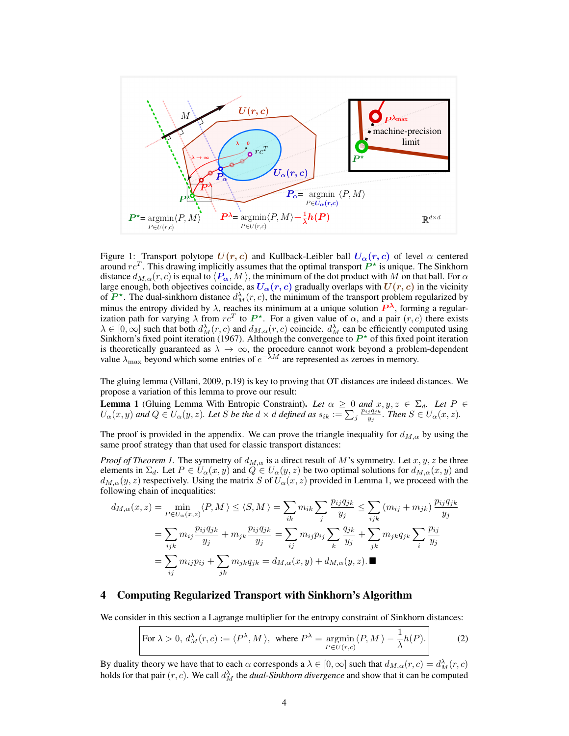Figure 1: Transport polytope $U(r,c)$ and Kullback-Leibler ball $U_\alpha(r,c)$ of level $\alpha$ centered around $rc^T$. This drawing implicitly assumes that the optimal transport $P^\star$ is unique. The Sinkhorn distance $d_{M,\alpha}(r,c)$ is equal to $\langle P_\alpha, M\rangle$, the minimum of the dot product with $M$ on that ball. For $\alpha$ large enough, both objectives coincide, as $U_\alpha(r,c)$ gradually overlaps with $U(r,c)$ in the vicinity of $P^\star$. The dual-sinkhorn distance $d_M^\lambda(r,c)$, the minimum of the transport problem regularized by minus the entropy divided by $\lambda$, reaches its minimum at a unique solution $P^\lambda$, forming a regularization path for varying $\lambda$ from $rc^T$ to $P^\star$. For a given value of $\alpha$, and a pair $(r,c)$ there exists $\lambda \in [0,\infty]$ such that both $d_M^\lambda(r,c)$ and $d_{M,\alpha}(r,c)$ coincide. $d_M^\lambda$ can be efficiently computed using Sinkhorn's fixed point iteration (1967). Although the convergence to $P^\star$ of this fixed point iteration is theoretically guaranteed as $\lambda \to \infty$, the procedure cannot work beyond a problem-dependent value $\lambda_{\max}$ beyond which some entries of $e^{-\lambda M}$ are represented as zeroes in memory.

The gluing lemma (Villani, 2009, p.19) is key to proving that OT distances are indeed distances. We propose a variation of this lemma to prove our result:

**Lemma 1** (Gluing Lemma With Entropic Constraint)**.** *Let $\alpha \geq 0$ and $x,y,z \in \Sigma_d$. Let $P \in U_\alpha(x,y)$ and $Q \in U_\alpha(y,z)$. Let $S$ be the $d\times d$ defined as $s_{ik} := \sum_j \frac{p_{ij}q_{jk}}{y_j}$. Then $S \in U_\alpha(x,z)$.*

The proof is provided in the appendix. We can prove the triangle inequality for $d_{M,\alpha}$ by using the same proof strategy than that used for classic transport distances:

*Proof of Theorem 1.* The symmetry of $d_{M,\alpha}$ is a direct result of $M$'s symmetry. Let $x,y,z$ be three elements in $\Sigma_d$. Let $P \in U_\alpha(x,y)$ and $Q \in U_\alpha(y,z)$ be two optimal solutions for $d_{M,\alpha}(x,y)$ and $d_{M,\alpha}(y,z)$ respectively. Using the matrix $S$ of $U_\alpha(x,z)$ provided in Lemma 1, we proceed with the following chain of inequalities:

$$
\begin{aligned}
d_{M,\alpha}(x,z) &= \min_{P\in U_\alpha(x,z)} \langle P, M\rangle \leq \langle S, M\rangle = \sum_{ik} m_{ik} \sum_j \frac{p_{ij}q_{jk}}{y_j} \leq \sum_{ijk} (m_{ij}+m_{jk}) \frac{p_{ij}q_{jk}}{y_j} \\
&= \sum_{ijk} m_{ij}\frac{p_{ij}q_{jk}}{y_j} + m_{jk}\frac{p_{ij}q_{jk}}{y_j} = \sum_{ij} m_{ij}p_{ij}\sum_k \frac{q_{jk}}{y_j} + \sum_{jk} m_{jk}q_{jk}\sum_i \frac{p_{ij}}{y_j} \\
&= \sum_{ij} m_{ij}p_{ij} + \sum_{jk} m_{jk}q_{jk} = d_{M,\alpha}(x,y) + d_{M,\alpha}(y,z). \blacksquare
\end{aligned}
$$

## 4 Computing Regularized Transport with Sinkhorn's Algorithm

We consider in this section a Lagrange multiplier for the entropy constraint of Sinkhorn distances:

$$
\text{For } \lambda > 0,\ d_M^\lambda(r,c) := \langle P^\lambda, M\rangle, \ \text{ where } P^\lambda = \operatorname*{argmin}_{P\in U(r,c)} \langle P, M\rangle - \frac{1}{\lambda}h(P). \tag{2}
$$

By duality theory we have that to each $\alpha$ corresponds a $\lambda \in [0,\infty]$ such that $d_{M,\alpha}(r,c) = d_M^\lambda(r,c)$ holds for that pair $(r,c)$. We call $d_M^\lambda$ the *dual-Sinkhorn divergence* and show that it can be computed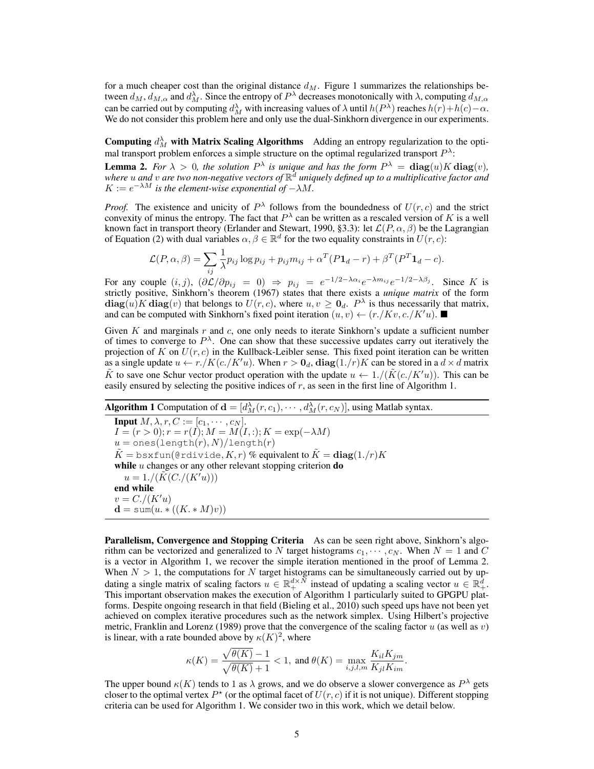for a much cheaper cost than the original distance $d_M$. Figure 1 summarizes the relationships between $d_M$, $d_{M,\alpha}$ and $d_M^\lambda$. Since the entropy of $P^\lambda$ decreases monotonically with $\lambda$, computing $d_{M,\alpha}$ can be carried out by computing $d_M^\lambda$ with increasing values of $\lambda$ until $h(P^\lambda)$ reaches $h(r)+h(c)-\alpha$. We do not consider this problem here and only use the dual-Sinkhorn divergence in our experiments.

**Computing $d_M^\lambda$ with Matrix Scaling Algorithms** Adding an entropy regularization to the optimal transport problem enforces a simple structure on the optimal regularized transport $P^\lambda$:

**Lemma 2.** *For $\lambda > 0$, the solution $P^\lambda$ is unique and has the form $P^\lambda = \mathbf{diag}(u) K \,\mathbf{diag}(v)$, where $u$ and $v$ are two non-negative vectors of $\mathbb{R}^d$ uniquely defined up to a multiplicative factor and $K := e^{-\lambda M}$ is the element-wise exponential of $-\lambda M$.*

*Proof.* The existence and unicity of $P^\lambda$ follows from the boundedness of $U(r,c)$ and the strict convexity of minus the entropy. The fact that $P^\lambda$ can be written as a rescaled version of $K$ is a well known fact in transport theory (Erlander and Stewart, 1990, §3.3): let $\mathcal{L}(P,\alpha,\beta)$ be the Lagrangian of Equation (2) with dual variables $\alpha, \beta \in \mathbb{R}^d$ for the two equality constraints in $U(r,c)$:

$$\mathcal{L}(P,\alpha,\beta) = \sum_{ij} \frac{1}{\lambda} p_{ij} \log p_{ij} + p_{ij} m_{ij} + \alpha^T (P\mathbf{1}_d - r) + \beta^T (P^T \mathbf{1}_d - c).$$

For any couple $(i,j)$, $(\partial \mathcal{L}/\partial p_{ij} = 0) \Rightarrow p_{ij} = e^{-1/2-\lambda\alpha_i} e^{-\lambda m_{ij}} e^{-1/2-\lambda\beta_j}$. Since $K$ is strictly positive, Sinkhorn's theorem (1967) states that there exists a *unique matrix* of the form $\mathbf{diag}(u) K \,\mathbf{diag}(v)$ that belongs to $U(r,c)$, where $u, v \geq \mathbf{0}_d$. $P^\lambda$ is thus necessarily that matrix, and can be computed with Sinkhorn's fixed point iteration $(u,v) \leftarrow (r./Kv, c./K'u)$. ■

Given $K$ and marginals $r$ and $c$, one only needs to iterate Sinkhorn's update a sufficient number of times to converge to $P^\lambda$. One can show that these successive updates carry out iteratively the projection of $K$ on $U(r,c)$ in the Kullback-Leibler sense. This fixed point iteration can be written as a single update $u \leftarrow r./K(c./K'u)$. When $r > \mathbf{0}_d$, $\mathbf{diag}(1./r)K$ can be stored in a $d \times d$ matrix $\tilde{K}$ to save one Schur vector product operation with the update $u \leftarrow 1./(\tilde{K}(c./K'u))$. This can be easily ensured by selecting the positive indices of $r$, as seen in the first line of Algorithm 1.

---

**Algorithm 1** Computation of $\mathbf{d} = [d_M^\lambda(r,c_1), \cdots, d_M^\lambda(r,c_N)]$, using Matlab syntax.

---

**Input** $M, \lambda, r, C := [c_1, \cdots, c_N]$.
$I = (r > 0); r = r(I); M = M(I,:); K = \exp(-\lambda M)$
$u = \texttt{ones}(\texttt{length}(r), N)/\texttt{length}(r)$
$\tilde{K} = \texttt{bsxfun}(\texttt{@rdivide}, K, r)$ % equivalent to $\tilde{K} = \mathbf{diag}(1./r)K$
**while** $u$ changes or any other relevant stopping criterion **do**
  $u = 1./(\tilde{K}(C./(K'u)))$
**end while**
$v = C./(K'u)$
$\mathbf{d} = \texttt{sum}(u.*((K.*M)v))$

---

**Parallelism, Convergence and Stopping Criteria** As can be seen right above, Sinkhorn's algorithm can be vectorized and generalized to $N$ target histograms $c_1, \cdots, c_N$. When $N = 1$ and $C$ is a vector in Algorithm 1, we recover the simple iteration mentioned in the proof of Lemma 2. When $N > 1$, the computations for $N$ target histograms can be simultaneously carried out by updating a single matrix of scaling factors $u \in \mathbb{R}_+^{d \times N}$ instead of updating a scaling vector $u \in \mathbb{R}_+^d$. This important observation makes the execution of Algorithm 1 particularly suited to GPGPU platforms. Despite ongoing research in that field (Bieling et al., 2010) such speed ups have not been yet achieved on complex iterative procedures such as the network simplex. Using Hilbert's projective metric, Franklin and Lorenz (1989) prove that the convergence of the scaling factor $u$ (as well as $v$) is linear, with a rate bounded above by $\kappa(K)^2$, where

$$\kappa(K) = \frac{\sqrt{\theta(K)} - 1}{\sqrt{\theta(K)} + 1} < 1, \text{ and } \theta(K) = \max_{i,j,l,m} \frac{K_{il} K_{jm}}{K_{jl} K_{im}}.$$

The upper bound $\kappa(K)$ tends to 1 as $\lambda$ grows, and we do observe a slower convergence as $P^\lambda$ gets closer to the optimal vertex $P^\star$ (or the optimal facet of $U(r,c)$ if it is not unique). Different stopping criteria can be used for Algorithm 1. We consider two in this work, which we detail below.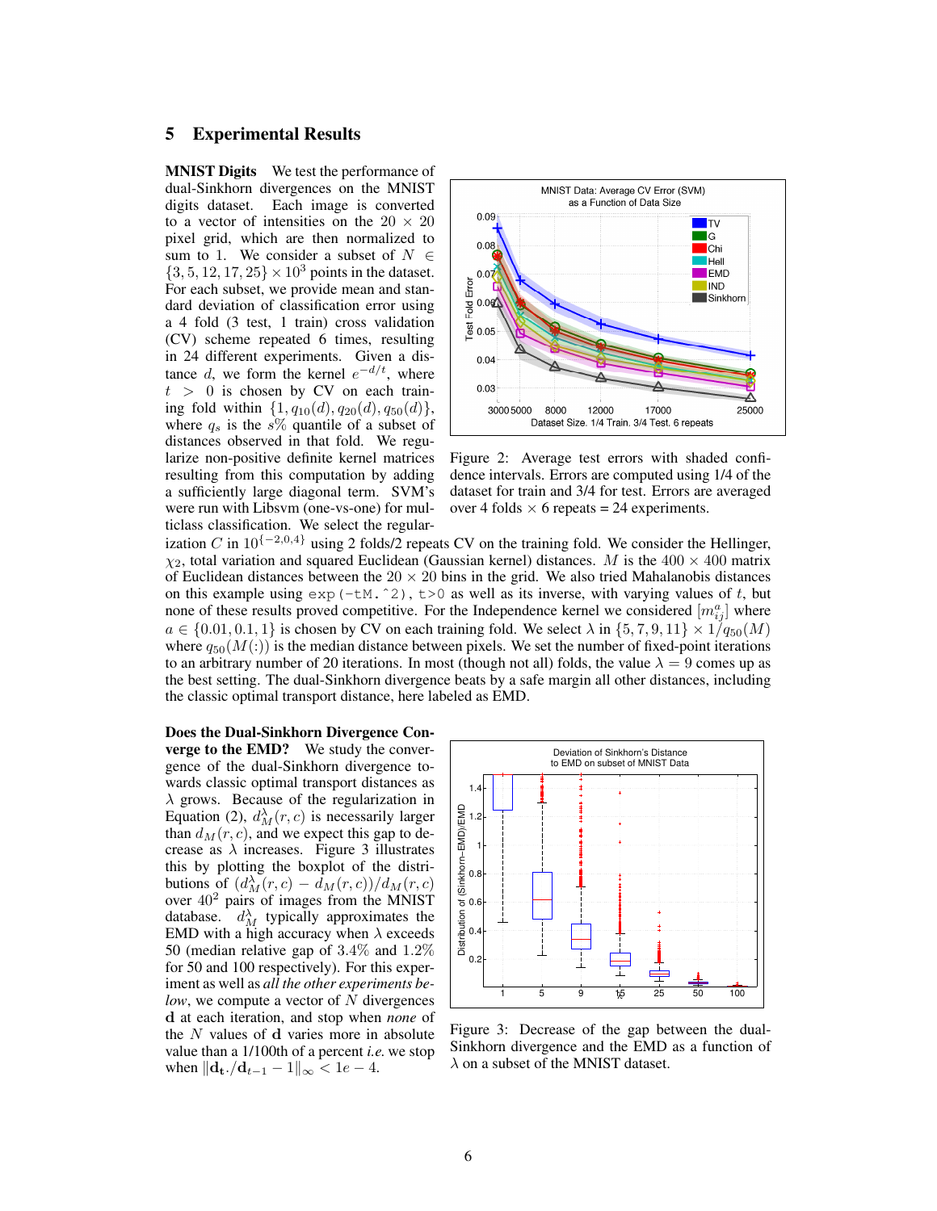## 5 Experimental Results

**MNIST Digits** We test the performance of dual-Sinkhorn divergences on the MNIST digits dataset. Each image is converted to a vector of intensities on the $20 \times 20$ pixel grid, which are then normalized to sum to 1. We consider a subset of $N \in \{3, 5, 12, 17, 25\} \times 10^3$ points in the dataset. For each subset, we provide mean and standard deviation of classification error using a 4 fold (3 test, 1 train) cross validation (CV) scheme repeated 6 times, resulting in 24 different experiments. Given a distance $d$, we form the kernel $e^{-d/t}$, where $t > 0$ is chosen by CV on each training fold within $\{1, q_{10}(d), q_{20}(d), q_{50}(d)\}$, where $q_s$ is the $s\%$ quantile of a subset of distances observed in that fold. We regularize non-positive definite kernel matrices resulting from this computation by adding a sufficiently large diagonal term. SVM's were run with Libsvm (one-vs-one) for multiclass classification. We select the regularization $C$ in $10^{\{-2,0,4\}}$ using 2 folds/2 repeats CV on the training fold. We consider the Hellinger, $\chi_2$, total variation and squared Euclidean (Gaussian kernel) distances. $M$ is the $400 \times 400$ matrix of Euclidean distances between the $20 \times 20$ bins in the grid. We also tried Mahalanobis distances on this example using `exp(-tM.^2)`, `t>0` as well as its inverse, with varying values of $t$, but none of these results proved competitive. For the Independence kernel we considered $[m_{ij}^a]$ where $a \in \{0.01, 0.1, 1\}$ is chosen by CV on each training fold. We select $\lambda$ in $\{5, 7, 9, 11\} \times 1/q_{50}(M)$ where $q_{50}(M(:))$ is the median distance between pixels. We set the number of fixed-point iterations to an arbitrary number of 20 iterations. In most (though not all) folds, the value $\lambda = 9$ comes up as the best setting. The dual-Sinkhorn divergence beats by a safe margin all other distances, including the classic optimal transport distance, here labeled as EMD.

Figure 2: Average test errors with shaded confidence intervals. Errors are computed using 1/4 of the dataset for train and 3/4 for test. Errors are averaged over 4 folds × 6 repeats = 24 experiments.

**Does the Dual-Sinkhorn Divergence Converge to the EMD?** We study the convergence of the dual-Sinkhorn divergence towards classic optimal transport distances as $\lambda$ grows. Because of the regularization in Equation (2), $d_M^\lambda(r, c)$ is necessarily larger than $d_M(r, c)$, and we expect this gap to decrease as $\lambda$ increases. Figure 3 illustrates this by plotting the boxplot of the distributions of $(d_M^\lambda(r, c) - d_M(r, c))/d_M(r, c)$ over $40^2$ pairs of images from the MNIST database. $d_M^\lambda$ typically approximates the EMD with a high accuracy when $\lambda$ exceeds 50 (median relative gap of 3.4% and 1.2% for 50 and 100 respectively). For this experiment as well as *all the other experiments below*, we compute a vector of $N$ divergences $\mathbf{d}$ at each iteration, and stop when *none* of the $N$ values of $\mathbf{d}$ varies more in absolute value than a 1/100th of a percent *i.e.* we stop when $\|\mathbf{d_t}./\mathbf{d}_{t-1} - 1\|_\infty < 1e-4$.

Figure 3: Decrease of the gap between the dual-Sinkhorn divergence and the EMD as a function of $\lambda$ on a subset of the MNIST dataset.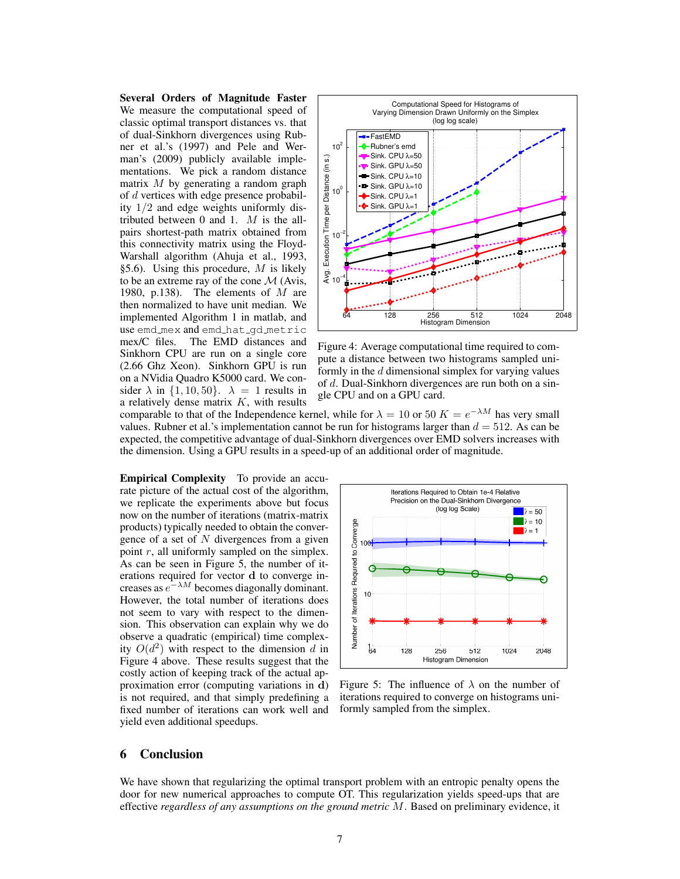**Several Orders of Magnitude Faster** We measure the computational speed of classic optimal transport distances vs. that of dual-Sinkhorn divergences using Rubner et al.'s (1997) and Pele and Werman's (2009) publicly available implementations. We pick a random distance matrix $M$ by generating a random graph of $d$ vertices with edge presence probability $1/2$ and edge weights uniformly distributed between 0 and 1. $M$ is the all-pairs shortest-path matrix obtained from this connectivity matrix using the Floyd-Warshall algorithm (Ahuja et al., 1993, §5.6). Using this procedure, $M$ is likely to be an extreme ray of the cone $\mathcal{M}$ (Avis, 1980, p.138). The elements of $M$ are then normalized to have unit median. We implemented Algorithm 1 in matlab, and use `emd_mex` and `emd_hat_gd_metric` mex/C files. The EMD distances and Sinkhorn CPU are run on a single core (2.66 Ghz Xeon). Sinkhorn GPU is run on a NVidia Quadro K5000 card. We consider $\lambda$ in $\{1, 10, 50\}$. $\lambda = 1$ results in a relatively dense matrix $K$, with results comparable to that of the Independence kernel, while for $\lambda = 10$ or $50$ $K = e^{-\lambda M}$ has very small values. Rubner et al.'s implementation cannot be run for histograms larger than $d = 512$. As can be expected, the competitive advantage of dual-Sinkhorn divergences over EMD solvers increases with the dimension. Using a GPU results in a speed-up of an additional order of magnitude.

Figure 4: Average computational time required to compute a distance between two histograms sampled uniformly in the $d$ dimensional simplex for varying values of $d$. Dual-Sinkhorn divergences are run both on a single CPU and on a GPU card.

**Empirical Complexity** To provide an accurate picture of the actual cost of the algorithm, we replicate the experiments above but focus now on the number of iterations (matrix-matrix products) typically needed to obtain the convergence of a set of $N$ divergences from a given point $r$, all uniformly sampled on the simplex. As can be seen in Figure 5, the number of iterations required for vector $\mathbf{d}$ to converge increases as $e^{-\lambda M}$ becomes diagonally dominant. However, the total number of iterations does not seem to vary with respect to the dimension. This observation can explain why we do observe a quadratic (empirical) time complexity $O(d^2)$ with respect to the dimension $d$ in Figure 4 above. These results suggest that the costly action of keeping track of the actual approximation error (computing variations in $\mathbf{d}$) is not required, and that simply predefining a fixed number of iterations can work well and yield even additional speedups.

Figure 5: The influence of $\lambda$ on the number of iterations required to converge on histograms uniformly sampled from the simplex.

## 6 Conclusion

We have shown that regularizing the optimal transport problem with an entropic penalty opens the door for new numerical approaches to compute OT. This regularization yields speed-ups that are effective *regardless of any assumptions on the ground metric* $M$. Based on preliminary evidence, it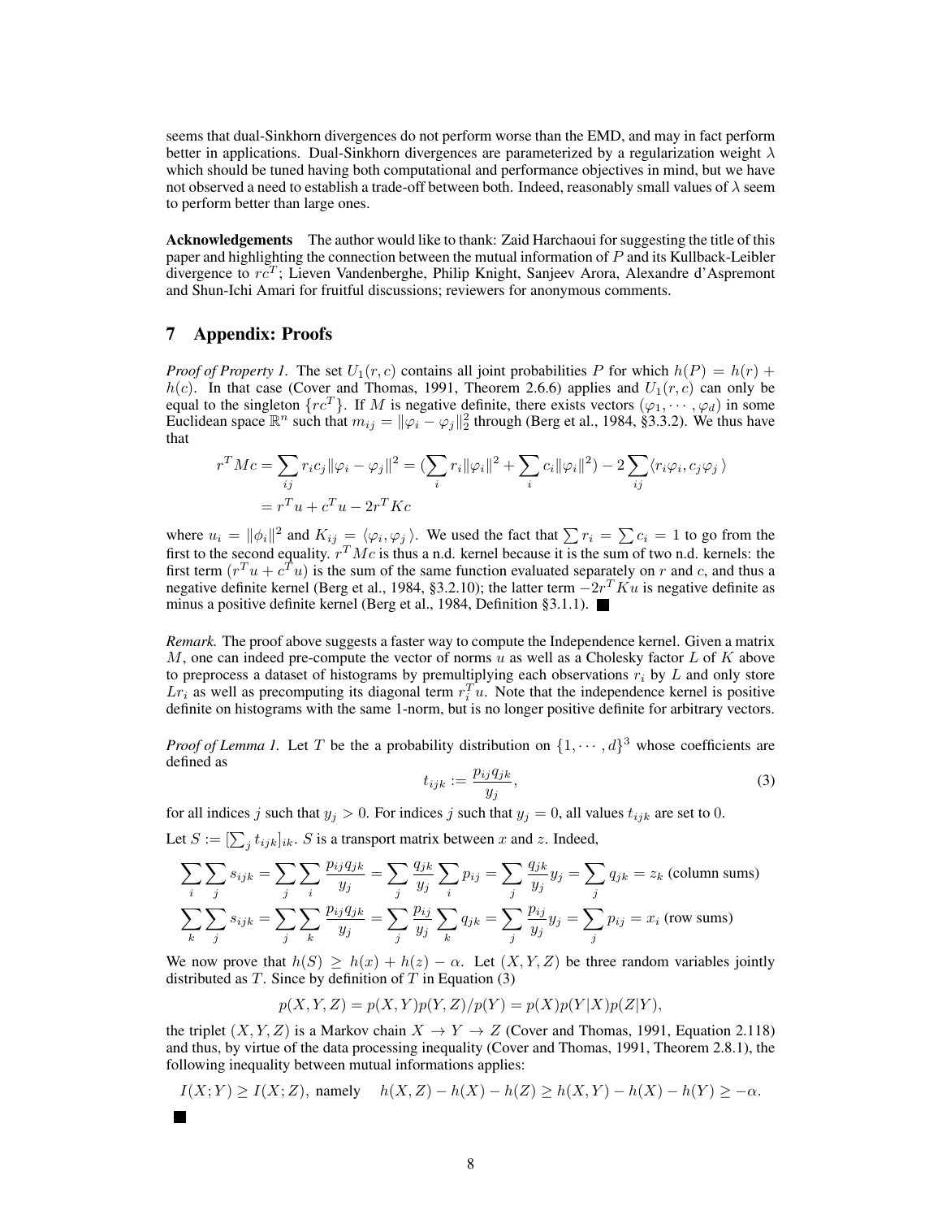seems that dual-Sinkhorn divergences do not perform worse than the EMD, and may in fact perform better in applications. Dual-Sinkhorn divergences are parameterized by a regularization weight $\lambda$ which should be tuned having both computational and performance objectives in mind, but we have not observed a need to establish a trade-off between both. Indeed, reasonably small values of $\lambda$ seem to perform better than large ones.

**Acknowledgements** The author would like to thank: Zaid Harchaoui for suggesting the title of this paper and highlighting the connection between the mutual information of $P$ and its Kullback-Leibler divergence to $rc^T$; Lieven Vandenberghe, Philip Knight, Sanjeev Arora, Alexandre d'Aspremont and Shun-Ichi Amari for fruitful discussions; reviewers for anonymous comments.

## 7 Appendix: Proofs

*Proof of Property 1.* The set $U_1(r, c)$ contains all joint probabilities $P$ for which $h(P) = h(r) + h(c)$. In that case (Cover and Thomas, 1991, Theorem 2.6.6) applies and $U_1(r, c)$ can only be equal to the singleton $\{rc^T\}$. If $M$ is negative definite, there exists vectors $(\varphi_1, \cdots, \varphi_d)$ in some Euclidean space $\mathbb{R}^n$ such that $m_{ij} = \|\varphi_i - \varphi_j\|_2^2$ through (Berg et al., 1984, §3.3.2). We thus have that

$$r^T M c = \sum_{ij} r_i c_j \|\varphi_i - \varphi_j\|^2 = (\sum_i r_i \|\varphi_i\|^2 + \sum_i c_i \|\varphi_i\|^2) - 2 \sum_{ij} \langle r_i \varphi_i, c_j \varphi_j \rangle$$
$$= r^T u + c^T u - 2 r^T K c$$

where $u_i = \|\phi_i\|^2$ and $K_{ij} = \langle \varphi_i, \varphi_j \rangle$. We used the fact that $\sum r_i = \sum c_i = 1$ to go from the first to the second equality. $r^T M c$ is thus a n.d. kernel because it is the sum of two n.d. kernels: the first term $(r^T u + c^T u)$ is the sum of the same function evaluated separately on $r$ and $c$, and thus a negative definite kernel (Berg et al., 1984, §3.2.10); the latter term $-2r^T K u$ is negative definite as minus a positive definite kernel (Berg et al., 1984, Definition §3.1.1). ∎

*Remark.* The proof above suggests a faster way to compute the Independence kernel. Given a matrix $M$, one can indeed pre-compute the vector of norms $u$ as well as a Cholesky factor $L$ of $K$ above to preprocess a dataset of histograms by premultiplying each observations $r_i$ by $L$ and only store $Lr_i$ as well as precomputing its diagonal term $r_i^T u$. Note that the independence kernel is positive definite on histograms with the same 1-norm, but is no longer positive definite for arbitrary vectors.

*Proof of Lemma 1.* Let $T$ be the a probability distribution on $\{1, \cdots, d\}^3$ whose coefficients are defined as

$$t_{ijk} := \frac{p_{ij} q_{jk}}{y_j}, \tag{3}$$

for all indices $j$ such that $y_j > 0$. For indices $j$ such that $y_j = 0$, all values $t_{ijk}$ are set to 0.

Let $S := [\sum_j t_{ijk}]_{ik}$. $S$ is a transport matrix between $x$ and $z$. Indeed,

$$\sum_i \sum_j s_{ijk} = \sum_j \sum_i \frac{p_{ij} q_{jk}}{y_j} = \sum_j \frac{q_{jk}}{y_j} \sum_i p_{ij} = \sum_j \frac{q_{jk}}{y_j} y_j = \sum_j q_{jk} = z_k \text{ (column sums)}$$
$$\sum_k \sum_j s_{ijk} = \sum_j \sum_k \frac{p_{ij} q_{jk}}{y_j} = \sum_j \frac{p_{ij}}{y_j} \sum_k q_{jk} = \sum_j \frac{p_{ij}}{y_j} y_j = \sum_j p_{ij} = x_i \text{ (row sums)}$$

We now prove that $h(S) \geq h(x) + h(z) - \alpha$. Let $(X, Y, Z)$ be three random variables jointly distributed as $T$. Since by definition of $T$ in Equation (3)

$$p(X, Y, Z) = p(X, Y) p(Y, Z) / p(Y) = p(X) p(Y|X) p(Z|Y),$$

the triplet $(X, Y, Z)$ is a Markov chain $X \to Y \to Z$ (Cover and Thomas, 1991, Equation 2.118) and thus, by virtue of the data processing inequality (Cover and Thomas, 1991, Theorem 2.8.1), the following inequality between mutual informations applies:

$$I(X; Y) \geq I(X; Z), \text{ namely } \quad h(X, Z) - h(X) - h(Z) \geq h(X, Y) - h(X) - h(Y) \geq -\alpha.$$

∎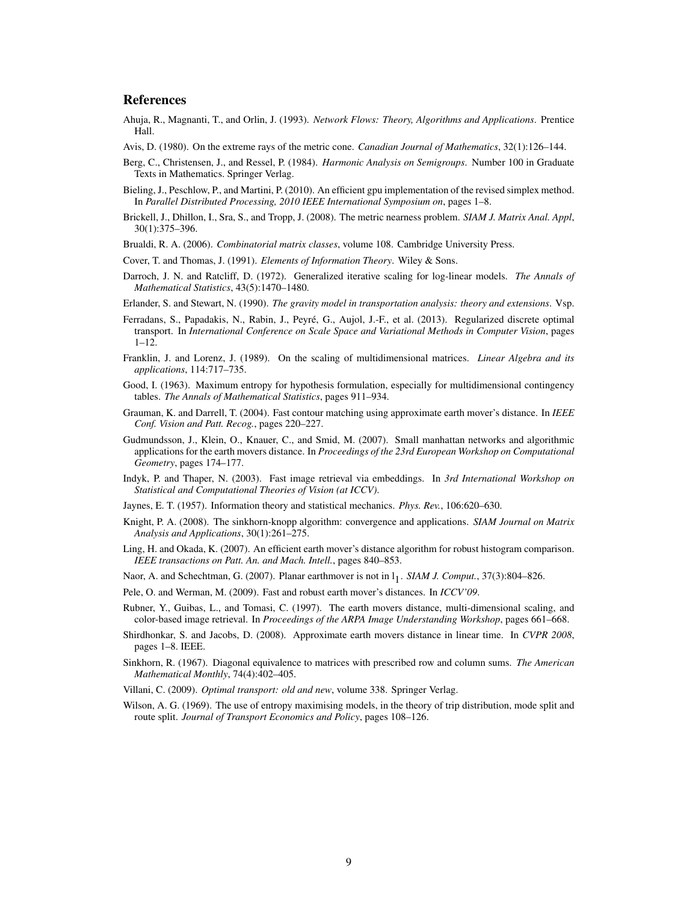## References

Ahuja, R., Magnanti, T., and Orlin, J. (1993). *Network Flows: Theory, Algorithms and Applications*. Prentice Hall.

Avis, D. (1980). On the extreme rays of the metric cone. *Canadian Journal of Mathematics*, 32(1):126–144.

Berg, C., Christensen, J., and Ressel, P. (1984). *Harmonic Analysis on Semigroups*. Number 100 in Graduate Texts in Mathematics. Springer Verlag.

Bieling, J., Peschlow, P., and Martini, P. (2010). An efficient gpu implementation of the revised simplex method. In *Parallel Distributed Processing, 2010 IEEE International Symposium on*, pages 1–8.

Brickell, J., Dhillon, I., Sra, S., and Tropp, J. (2008). The metric nearness problem. *SIAM J. Matrix Anal. Appl*, 30(1):375–396.

Brualdi, R. A. (2006). *Combinatorial matrix classes*, volume 108. Cambridge University Press.

Cover, T. and Thomas, J. (1991). *Elements of Information Theory*. Wiley & Sons.

Darroch, J. N. and Ratcliff, D. (1972). Generalized iterative scaling for log-linear models. *The Annals of Mathematical Statistics*, 43(5):1470–1480.

Erlander, S. and Stewart, N. (1990). *The gravity model in transportation analysis: theory and extensions*. Vsp.

Ferradans, S., Papadakis, N., Rabin, J., Peyré, G., Aujol, J.-F., et al. (2013). Regularized discrete optimal transport. In *International Conference on Scale Space and Variational Methods in Computer Vision*, pages 1–12.

Franklin, J. and Lorenz, J. (1989). On the scaling of multidimensional matrices. *Linear Algebra and its applications*, 114:717–735.

Good, I. (1963). Maximum entropy for hypothesis formulation, especially for multidimensional contingency tables. *The Annals of Mathematical Statistics*, pages 911–934.

Grauman, K. and Darrell, T. (2004). Fast contour matching using approximate earth mover's distance. In *IEEE Conf. Vision and Patt. Recog.*, pages 220–227.

Gudmundsson, J., Klein, O., Knauer, C., and Smid, M. (2007). Small manhattan networks and algorithmic applications for the earth movers distance. In *Proceedings of the 23rd European Workshop on Computational Geometry*, pages 174–177.

Indyk, P. and Thaper, N. (2003). Fast image retrieval via embeddings. In *3rd International Workshop on Statistical and Computational Theories of Vision (at ICCV)*.

Jaynes, E. T. (1957). Information theory and statistical mechanics. *Phys. Rev.*, 106:620–630.

Knight, P. A. (2008). The sinkhorn-knopp algorithm: convergence and applications. *SIAM Journal on Matrix Analysis and Applications*, 30(1):261–275.

Ling, H. and Okada, K. (2007). An efficient earth mover's distance algorithm for robust histogram comparison. *IEEE transactions on Patt. An. and Mach. Intell.*, pages 840–853.

Naor, A. and Schechtman, G. (2007). Planar earthmover is not in $l_1$. *SIAM J. Comput.*, 37(3):804–826.

Pele, O. and Werman, M. (2009). Fast and robust earth mover's distances. In *ICCV'09*.

Rubner, Y., Guibas, L., and Tomasi, C. (1997). The earth movers distance, multi-dimensional scaling, and color-based image retrieval. In *Proceedings of the ARPA Image Understanding Workshop*, pages 661–668.

Shirdhonkar, S. and Jacobs, D. (2008). Approximate earth movers distance in linear time. In *CVPR 2008*, pages 1–8. IEEE.

Sinkhorn, R. (1967). Diagonal equivalence to matrices with prescribed row and column sums. *The American Mathematical Monthly*, 74(4):402–405.

Villani, C. (2009). *Optimal transport: old and new*, volume 338. Springer Verlag.

Wilson, A. G. (1969). The use of entropy maximising models, in the theory of trip distribution, mode split and route split. *Journal of Transport Economics and Policy*, pages 108–126.